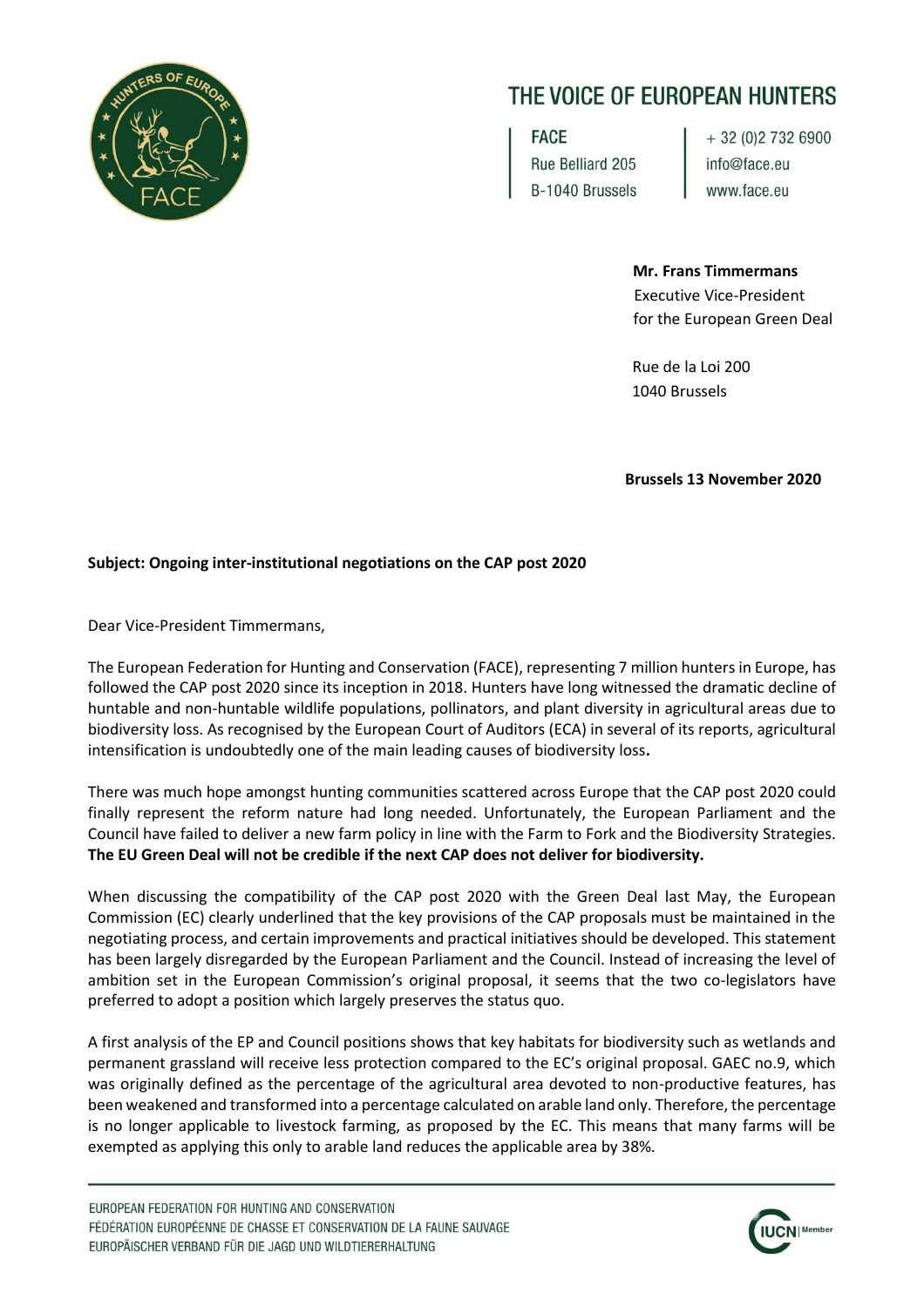# THE VOICE OF EUROPEAN HUNTERS

FACE
Rue Belliard 205
B-1040 Brussels

+ 32 (0)2 732 6900
info@face.eu
www.face.eu

**Mr. Frans Timmermans**
Executive Vice-President
for the European Green Deal

Rue de la Loi 200
1040 Brussels

**Brussels 13 November 2020**

**Subject: Ongoing inter-institutional negotiations on the CAP post 2020**

Dear Vice-President Timmermans,

The European Federation for Hunting and Conservation (FACE), representing 7 million hunters in Europe, has followed the CAP post 2020 since its inception in 2018. Hunters have long witnessed the dramatic decline of huntable and non-huntable wildlife populations, pollinators, and plant diversity in agricultural areas due to biodiversity loss. As recognised by the European Court of Auditors (ECA) in several of its reports, agricultural intensification is undoubtedly one of the main leading causes of biodiversity loss**.**

There was much hope amongst hunting communities scattered across Europe that the CAP post 2020 could finally represent the reform nature had long needed. Unfortunately, the European Parliament and the Council have failed to deliver a new farm policy in line with the Farm to Fork and the Biodiversity Strategies. **The EU Green Deal will not be credible if the next CAP does not deliver for biodiversity.**

When discussing the compatibility of the CAP post 2020 with the Green Deal last May, the European Commission (EC) clearly underlined that the key provisions of the CAP proposals must be maintained in the negotiating process, and certain improvements and practical initiatives should be developed. This statement has been largely disregarded by the European Parliament and the Council. Instead of increasing the level of ambition set in the European Commission's original proposal, it seems that the two co-legislators have preferred to adopt a position which largely preserves the status quo.

A first analysis of the EP and Council positions shows that key habitats for biodiversity such as wetlands and permanent grassland will receive less protection compared to the EC's original proposal. GAEC no.9, which was originally defined as the percentage of the agricultural area devoted to non-productive features, has been weakened and transformed into a percentage calculated on arable land only. Therefore, the percentage is no longer applicable to livestock farming, as proposed by the EC. This means that many farms will be exempted as applying this only to arable land reduces the applicable area by 38%.

EUROPEAN FEDERATION FOR HUNTING AND CONSERVATION
FÉDÉRATION EUROPÉENNE DE CHASSE ET CONSERVATION DE LA FAUNE SAUVAGE
EUROPÄISCHER VERBAND FÜR DIE JAGD UND WILDTIERERHALTUNG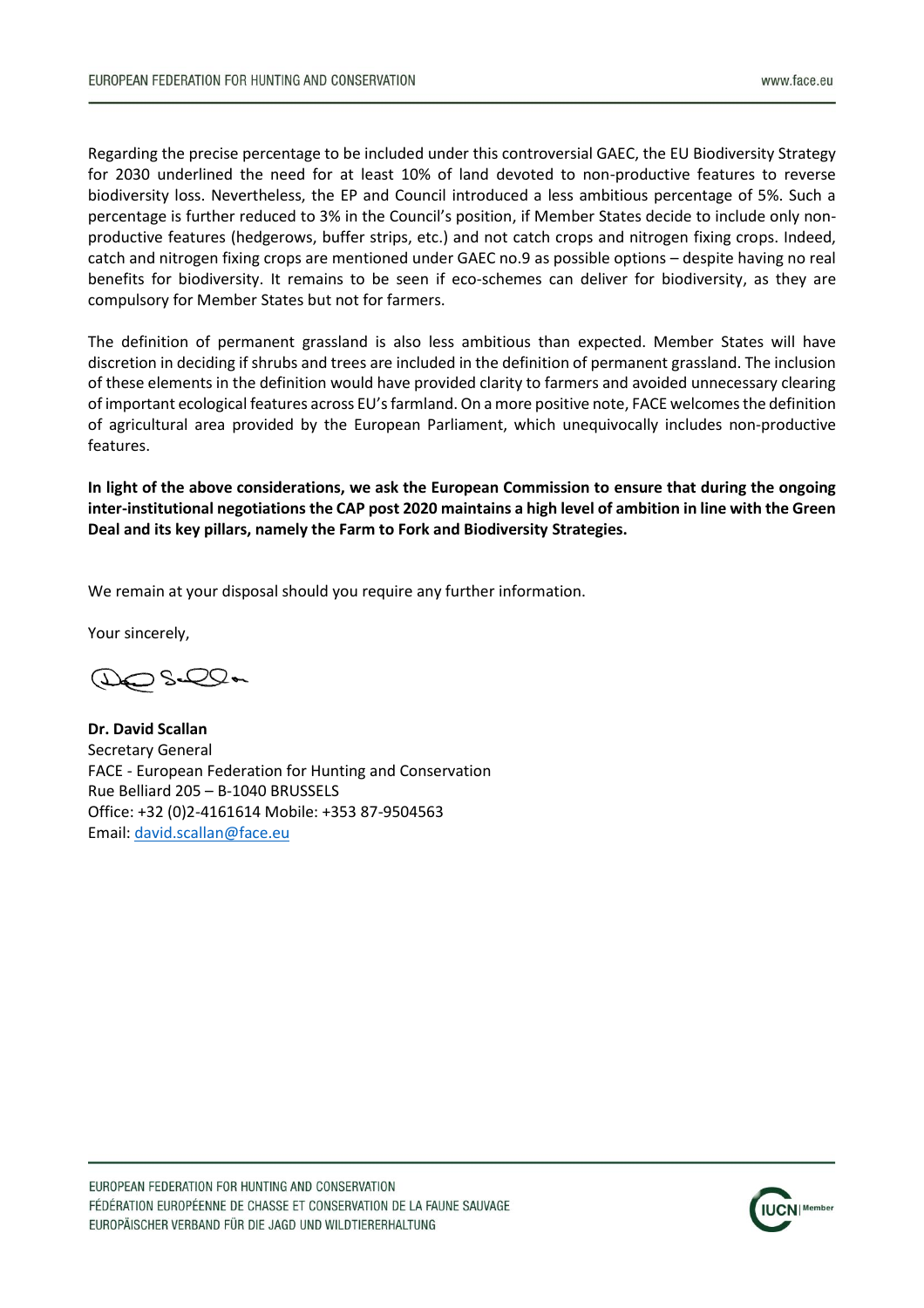Regarding the precise percentage to be included under this controversial GAEC, the EU Biodiversity Strategy for 2030 underlined the need for at least 10% of land devoted to non-productive features to reverse biodiversity loss. Nevertheless, the EP and Council introduced a less ambitious percentage of 5%. Such a percentage is further reduced to 3% in the Council's position, if Member States decide to include only non-productive features (hedgerows, buffer strips, etc.) and not catch crops and nitrogen fixing crops. Indeed, catch and nitrogen fixing crops are mentioned under GAEC no.9 as possible options – despite having no real benefits for biodiversity. It remains to be seen if eco-schemes can deliver for biodiversity, as they are compulsory for Member States but not for farmers.

The definition of permanent grassland is also less ambitious than expected. Member States will have discretion in deciding if shrubs and trees are included in the definition of permanent grassland. The inclusion of these elements in the definition would have provided clarity to farmers and avoided unnecessary clearing of important ecological features across EU's farmland. On a more positive note, FACE welcomes the definition of agricultural area provided by the European Parliament, which unequivocally includes non-productive features.

**In light of the above considerations, we ask the European Commission to ensure that during the ongoing inter-institutional negotiations the CAP post 2020 maintains a high level of ambition in line with the Green Deal and its key pillars, namely the Farm to Fork and Biodiversity Strategies.**

We remain at your disposal should you require any further information.

Your sincerely,

**Dr. David Scallan**
Secretary General
FACE - European Federation for Hunting and Conservation
Rue Belliard 205 – B-1040 BRUSSELS
Office: +32 (0)2-4161614 Mobile: +353 87-9504563
Email: david.scallan@face.eu